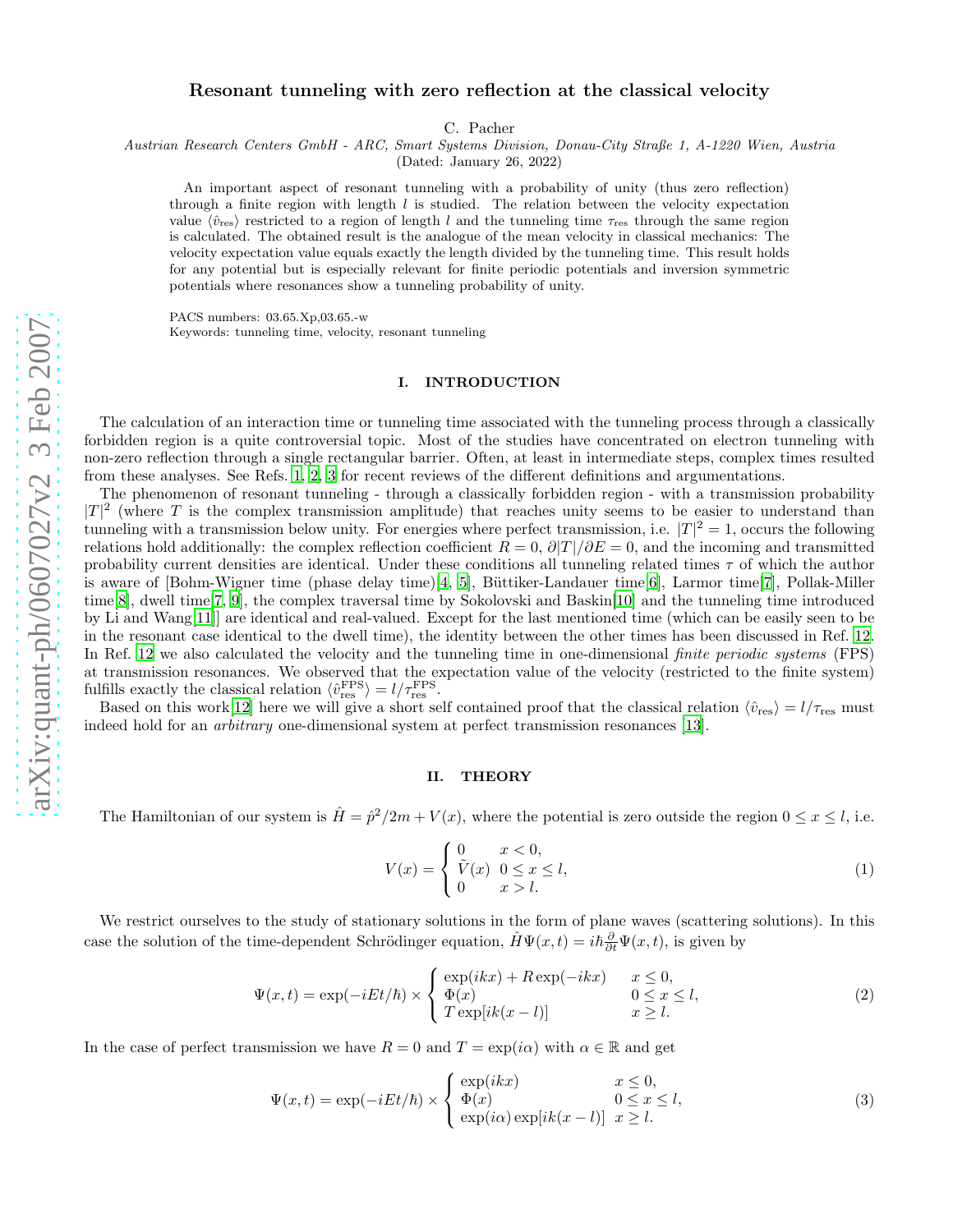# Resonant tunneling with zero reflection at the classical velocity

C. Pacher

*Austrian Research Centers GmbH - ARC, Smart Systems Division, Donau-City Straße 1, A-1220 Wien, Austria*

(Dated: January 26, 2022)

An important aspect of resonant tunneling with a probability of unity (thus zero reflection) through a finite region with length $l$ is studied. The relation between the velocity expectation value $\langle \hat{v}_{\rm res} \rangle$ restricted to a region of length $l$ and the tunneling time $\tau_{\rm res}$ through the same region is calculated. The obtained result is the analogue of the mean velocity in classical mechanics: The velocity expectation value equals exactly the length divided by the tunneling time. This result holds for any potential but is especially relevant for finite periodic potentials and inversion symmetric potentials where resonances show a tunneling probability of unity.

PACS numbers: 03.65.Xp,03.65.-w

Keywords: tunneling time, velocity, resonant tunneling

## I. INTRODUCTION

The calculation of an interaction time or tunneling time associated with the tunneling process through a classically forbidden region is a quite controversial topic. Most of the studies have concentrated on electron tunneling with non-zero reflection through a single rectangular barrier. Often, at least in intermediate steps, complex times resulted from these analyses. See Refs. [1, 2, 3] for recent reviews of the different definitions and argumentations.

The phenomenon of resonant tunneling - through a classically forbidden region - with a transmission probability $|T|^2$ (where $T$ is the complex transmission amplitude) that reaches unity seems to be easier to understand than tunneling with a transmission below unity. For energies where perfect transmission, i.e. $|T|^2 = 1$, occurs the following relations hold additionally: the complex reflection coefficient $R = 0$, $\partial|T|/\partial E = 0$, and the incoming and transmitted probability current densities are identical. Under these conditions all tunneling related times $\tau$ of which the author is aware of [Bohm-Wigner time (phase delay time)[4, 5], Büttiker-Landauer time[6], Larmor time[7], Pollak-Miller time[8], dwell time[7, 9], the complex traversal time by Sokolovski and Baskin[10] and the tunneling time introduced by Li and Wang[11]] are identical and real-valued. Except for the last mentioned time (which can be easily seen to be in the resonant case identical to the dwell time), the identity between the other times has been discussed in Ref. [12]. In Ref. [12] we also calculated the velocity and the tunneling time in one-dimensional *finite periodic systems* (FPS) at transmission resonances. We observed that the expectation value of the velocity (restricted to the finite system) fulfills exactly the classical relation $\langle \hat{v}^{\rm FPS}_{\rm res} \rangle = l/\tau^{\rm FPS}_{\rm res}$.

Based on this work[12] here we will give a short self contained proof that the classical relation $\langle \hat{v}_{\rm res} \rangle = l/\tau_{\rm res}$ must indeed hold for an *arbitrary* one-dimensional system at perfect transmission resonances [13].

## II. THEORY

The Hamiltonian of our system is $\hat{H} = \hat{p}^2/2m + V(x)$, where the potential is zero outside the region $0 \le x \le l$, i.e.

$$V(x) = \begin{cases} 0 & x < 0, \\ \tilde{V}(x) & 0 \le x \le l, \\ 0 & x > l. \end{cases} \tag{1}$$

We restrict ourselves to the study of stationary solutions in the form of plane waves (scattering solutions). In this case the solution of the time-dependent Schrödinger equation, $\hat{H}\Psi(x,t) = i\hbar\frac{\partial}{\partial t}\Psi(x,t)$, is given by

$$\Psi(x,t) = \exp(-iEt/\hbar) \times \begin{cases} \exp(ikx) + R\exp(-ikx) & x \le 0, \\ \Phi(x) & 0 \le x \le l, \\ T\exp[ik(x-l)] & x \ge l. \end{cases} \tag{2}$$

In the case of perfect transmission we have $R = 0$ and $T = \exp(i\alpha)$ with $\alpha \in \mathbb{R}$ and get

$$\Psi(x,t) = \exp(-iEt/\hbar) \times \begin{cases} \exp(ikx) & x \le 0, \\ \Phi(x) & 0 \le x \le l, \\ \exp(i\alpha)\exp[ik(x-l)] & x \ge l. \end{cases} \tag{3}$$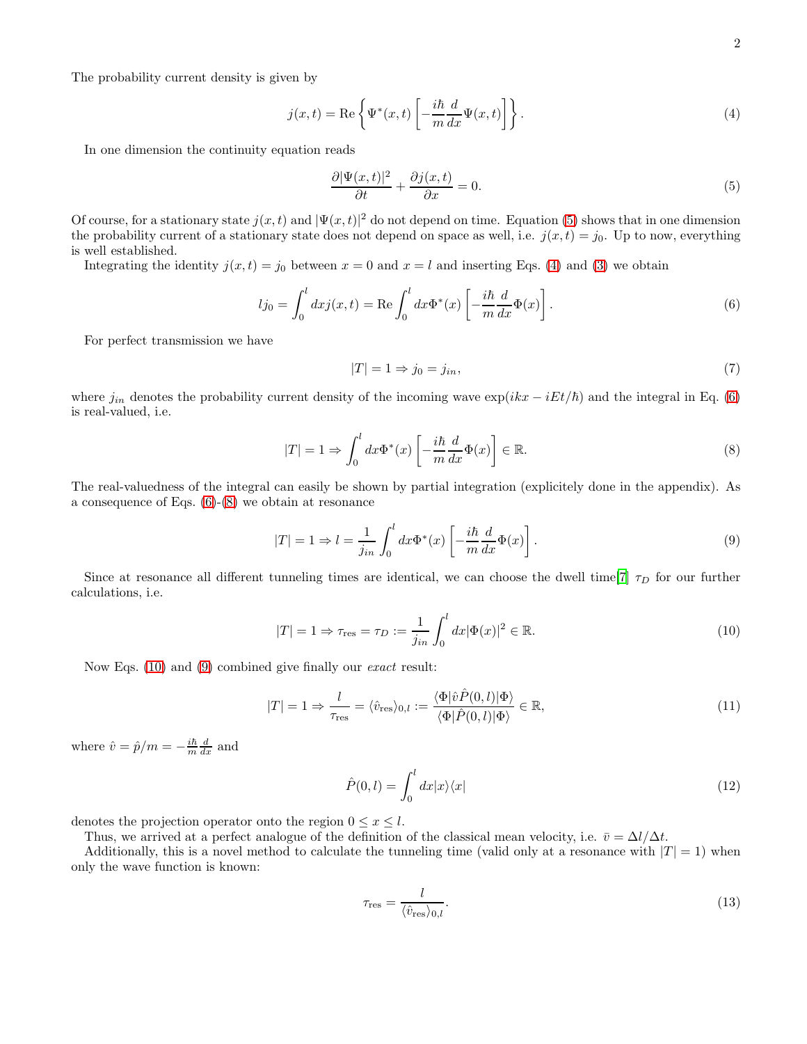The probability current density is given by

$$j(x,t) = \mathrm{Re}\left\{\Psi^*(x,t)\left[-\frac{i\hbar}{m}\frac{d}{dx}\Psi(x,t)\right]\right\}. \tag{4}$$

In one dimension the continuity equation reads

$$\frac{\partial|\Psi(x,t)|^2}{\partial t} + \frac{\partial j(x,t)}{\partial x} = 0. \tag{5}$$

Of course, for a stationary state $j(x,t)$ and $|\Psi(x,t)|^2$ do not depend on time. Equation (5) shows that in one dimension the probability current of a stationary state does not depend on space as well, i.e. $j(x,t) = j_0$. Up to now, everything is well established.

Integrating the identity $j(x,t) = j_0$ between $x = 0$ and $x = l$ and inserting Eqs. (4) and (3) we obtain

$$l j_0 = \int_0^l dx j(x,t) = \mathrm{Re}\int_0^l dx \Phi^*(x)\left[-\frac{i\hbar}{m}\frac{d}{dx}\Phi(x)\right]. \tag{6}$$

For perfect transmission we have

$$|T| = 1 \Rightarrow j_0 = j_{in}, \tag{7}$$

where $j_{in}$ denotes the probability current density of the incoming wave $\exp(ikx - iEt/\hbar)$ and the integral in Eq. (6) is real-valued, i.e.

$$|T| = 1 \Rightarrow \int_0^l dx \Phi^*(x)\left[-\frac{i\hbar}{m}\frac{d}{dx}\Phi(x)\right] \in \mathbb{R}. \tag{8}$$

The real-valuedness of the integral can easily be shown by partial integration (explicitely done in the appendix). As a consequence of Eqs. (6)-(8) we obtain at resonance

$$|T| = 1 \Rightarrow l = \frac{1}{j_{in}}\int_0^l dx \Phi^*(x)\left[-\frac{i\hbar}{m}\frac{d}{dx}\Phi(x)\right]. \tag{9}$$

Since at resonance all different tunneling times are identical, we can choose the dwell time[7] $\tau_D$ for our further calculations, i.e.

$$|T| = 1 \Rightarrow \tau_{\mathrm{res}} = \tau_D := \frac{1}{j_{in}}\int_0^l dx |\Phi(x)|^2 \in \mathbb{R}. \tag{10}$$

Now Eqs. (10) and (9) combined give finally our *exact* result:

$$|T| = 1 \Rightarrow \frac{l}{\tau_{\mathrm{res}}} = \langle \hat{v}_{\mathrm{res}}\rangle_{0,l} := \frac{\langle\Phi|\hat{v}\hat{P}(0,l)|\Phi\rangle}{\langle\Phi|\hat{P}(0,l)|\Phi\rangle} \in \mathbb{R}, \tag{11}$$

where $\hat{v} = \hat{p}/m = -\frac{i\hbar}{m}\frac{d}{dx}$ and

$$\hat{P}(0,l) = \int_0^l dx |x\rangle\langle x| \tag{12}$$

denotes the projection operator onto the region $0 \le x \le l$.

Thus, we arrived at a perfect analogue of the definition of the classical mean velocity, i.e. $\bar{v} = \Delta l/\Delta t$.

Additionally, this is a novel method to calculate the tunneling time (valid only at a resonance with $|T| = 1$) when only the wave function is known:

$$\tau_{\mathrm{res}} = \frac{l}{\langle \hat{v}_{\mathrm{res}}\rangle_{0,l}}. \tag{13}$$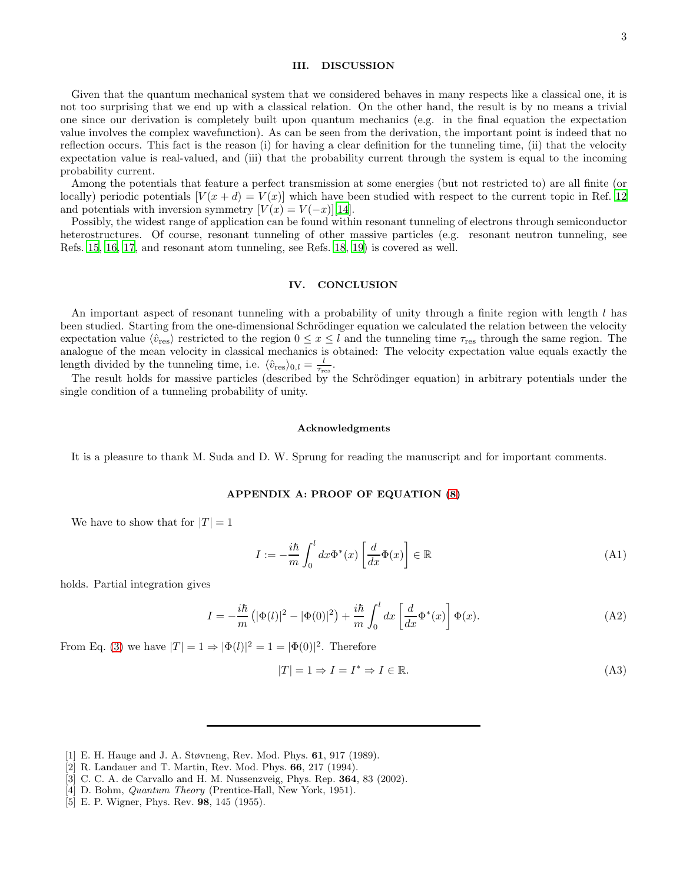## III. DISCUSSION

Given that the quantum mechanical system that we considered behaves in many respects like a classical one, it is not too surprising that we end up with a classical relation. On the other hand, the result is by no means a trivial one since our derivation is completely built upon quantum mechanics (e.g. in the final equation the expectation value involves the complex wavefunction). As can be seen from the derivation, the important point is indeed that no reflection occurs. This fact is the reason (i) for having a clear definition for the tunneling time, (ii) that the velocity expectation value is real-valued, and (iii) that the probability current through the system is equal to the incoming probability current.

Among the potentials that feature a perfect transmission at some energies (but not restricted to) are all finite (or locally) periodic potentials $[V(x+d) = V(x)]$ which have been studied with respect to the current topic in Ref. 12 and potentials with inversion symmetry $[V(x) = V(-x)]$ [14].

Possibly, the widest range of application can be found within resonant tunneling of electrons through semiconductor heterostructures. Of course, resonant tunneling of other massive particles (e.g. resonant neutron tunneling, see Refs. 15, 16, 17, and resonant atom tunneling, see Refs. 18, 19) is covered as well.

## IV. CONCLUSION

An important aspect of resonant tunneling with a probability of unity through a finite region with length $l$ has been studied. Starting from the one-dimensional Schrödinger equation we calculated the relation between the velocity expectation value $\langle \hat{v}_{\rm res} \rangle$ restricted to the region $0 \le x \le l$ and the tunneling time $\tau_{\rm res}$ through the same region. The analogue of the mean velocity in classical mechanics is obtained: The velocity expectation value equals exactly the length divided by the tunneling time, i.e. $\langle \hat{v}_{\rm res} \rangle_{0,l} = \frac{l}{\tau_{\rm res}}$.

The result holds for massive particles (described by the Schrödinger equation) in arbitrary potentials under the single condition of a tunneling probability of unity.

### Acknowledgments

It is a pleasure to thank M. Suda and D. W. Sprung for reading the manuscript and for important comments.

## APPENDIX A: PROOF OF EQUATION (8)

We have to show that for $|T| = 1$

$$I := -\frac{i\hbar}{m} \int_0^l dx \Phi^*(x) \left[ \frac{d}{dx} \Phi(x) \right] \in \mathbb{R} \tag{A1}$$

holds. Partial integration gives

$$I = -\frac{i\hbar}{m} \left( |\Phi(l)|^2 - |\Phi(0)|^2 \right) + \frac{i\hbar}{m} \int_0^l dx \left[ \frac{d}{dx} \Phi^*(x) \right] \Phi(x). \tag{A2}$$

From Eq. (3) we have $|T| = 1 \Rightarrow |\Phi(l)|^2 = 1 = |\Phi(0)|^2$. Therefore

$$|T| = 1 \Rightarrow I = I^* \Rightarrow I \in \mathbb{R}. \tag{A3}$$

---

[1] E. H. Hauge and J. A. Støvneng, Rev. Mod. Phys. **61**, 917 (1989).
[2] R. Landauer and T. Martin, Rev. Mod. Phys. **66**, 217 (1994).
[3] C. C. A. de Carvallo and H. M. Nussenzveig, Phys. Rep. **364**, 83 (2002).
[4] D. Bohm, *Quantum Theory* (Prentice-Hall, New York, 1951).
[5] E. P. Wigner, Phys. Rev. **98**, 145 (1955).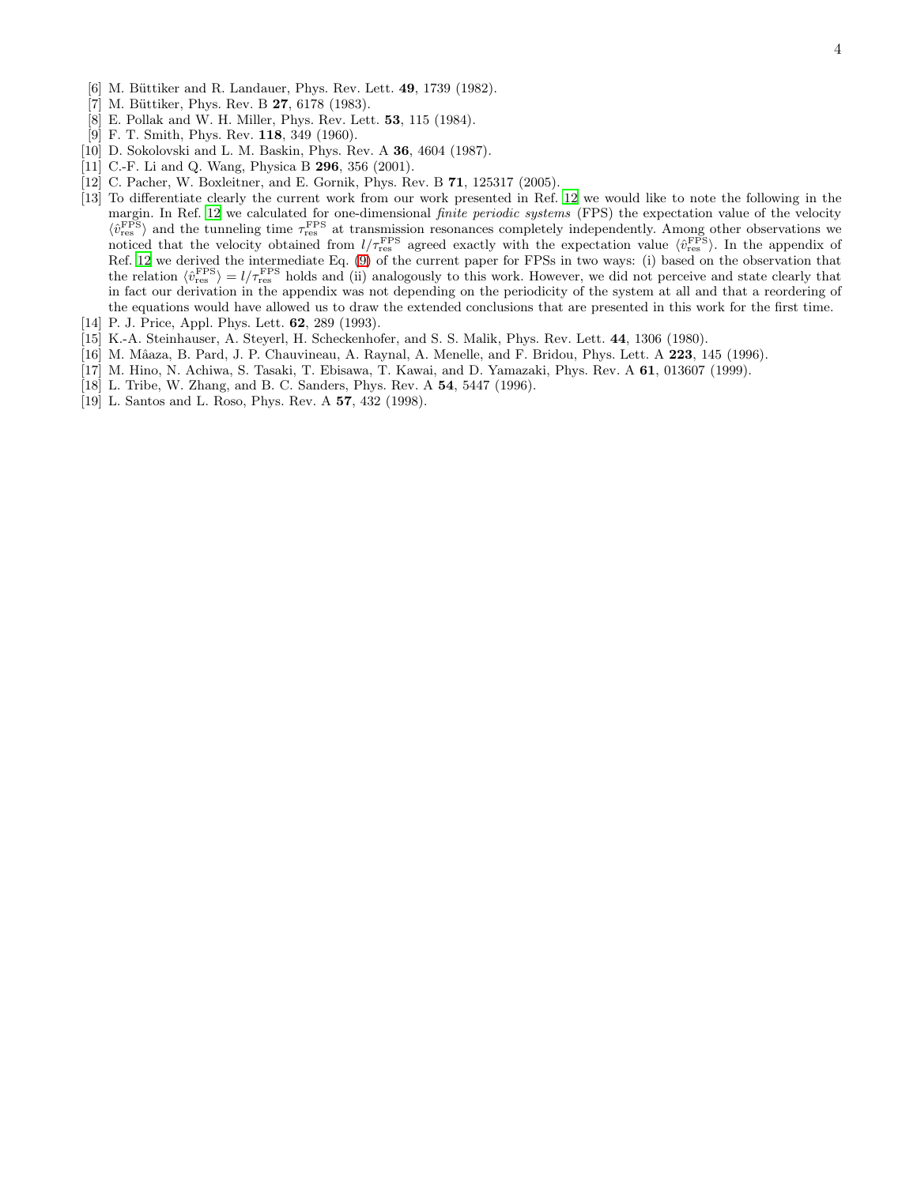[6] M. Büttiker and R. Landauer, Phys. Rev. Lett. **49**, 1739 (1982).
[7] M. Büttiker, Phys. Rev. B **27**, 6178 (1983).
[8] E. Pollak and W. H. Miller, Phys. Rev. Lett. **53**, 115 (1984).
[9] F. T. Smith, Phys. Rev. **118**, 349 (1960).
[10] D. Sokolovski and L. M. Baskin, Phys. Rev. A **36**, 4604 (1987).
[11] C.-F. Li and Q. Wang, Physica B **296**, 356 (2001).
[12] C. Pacher, W. Boxleitner, and E. Gornik, Phys. Rev. B **71**, 125317 (2005).
[13] To differentiate clearly the current work from our work presented in Ref. 12 we would like to note the following in the margin. In Ref. 12 we calculated for one-dimensional *finite periodic systems* (FPS) the expectation value of the velocity $\langle \hat{v}_{\text{res}}^{\text{FPS}} \rangle$ and the tunneling time $\tau_{\text{res}}^{\text{FPS}}$ at transmission resonances completely independently. Among other observations we noticed that the velocity obtained from $l/\tau_{\text{res}}^{\text{FPS}}$ agreed exactly with the expectation value $\langle \hat{v}_{\text{res}}^{\text{FPS}} \rangle$. In the appendix of Ref. 12 we derived the intermediate Eq. (9) of the current paper for FPSs in two ways: (i) based on the observation that the relation $\langle \hat{v}_{\text{res}}^{\text{FPS}} \rangle = l/\tau_{\text{res}}^{\text{FPS}}$ holds and (ii) analogously to this work. However, we did not perceive and state clearly that in fact our derivation in the appendix was not depending on the periodicity of the system at all and that a reordering of the equations would have allowed us to draw the extended conclusions that are presented in this work for the first time.
[14] P. J. Price, Appl. Phys. Lett. **62**, 289 (1993).
[15] K.-A. Steinhauser, A. Steyerl, H. Scheckenhofer, and S. S. Malik, Phys. Rev. Lett. **44**, 1306 (1980).
[16] M. Mâaza, B. Pard, J. P. Chauvineau, A. Raynal, A. Menelle, and F. Bridou, Phys. Lett. A **223**, 145 (1996).
[17] M. Hino, N. Achiwa, S. Tasaki, T. Ebisawa, T. Kawai, and D. Yamazaki, Phys. Rev. A **61**, 013607 (1999).
[18] L. Tribe, W. Zhang, and B. C. Sanders, Phys. Rev. A **54**, 5447 (1996).
[19] L. Santos and L. Roso, Phys. Rev. A **57**, 432 (1998).